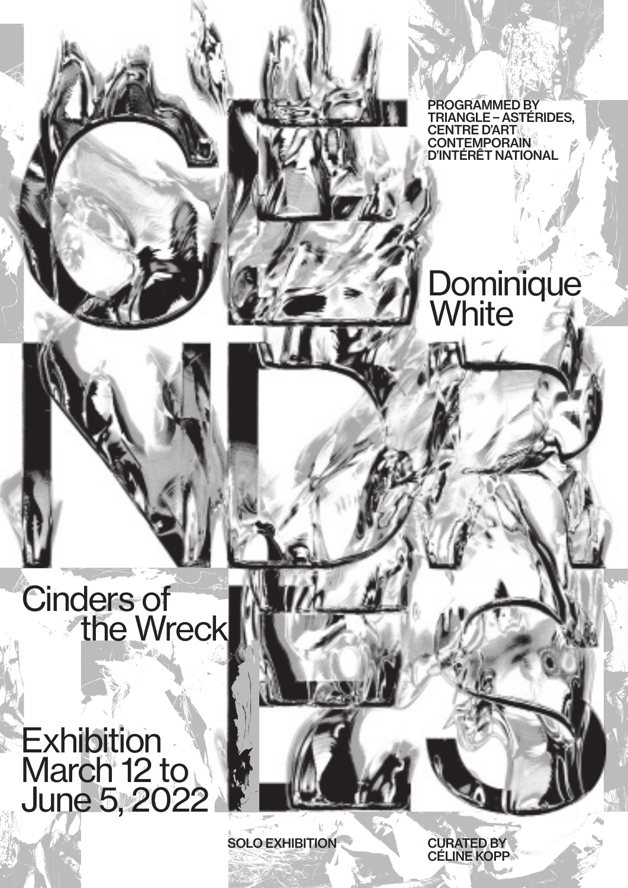PROGRAMMED BY TRIANGLE – ASTÉRIDES, CENTRE D'ART CONTEMPORAIN D'INTÉRÊT NATIONAL

# CENDRES

## Dominique White

## Cinders of the Wreck

Exhibition
March 12 to June 5, 2022

SOLO EXHIBITION

CURATED BY CÉLINE KOPP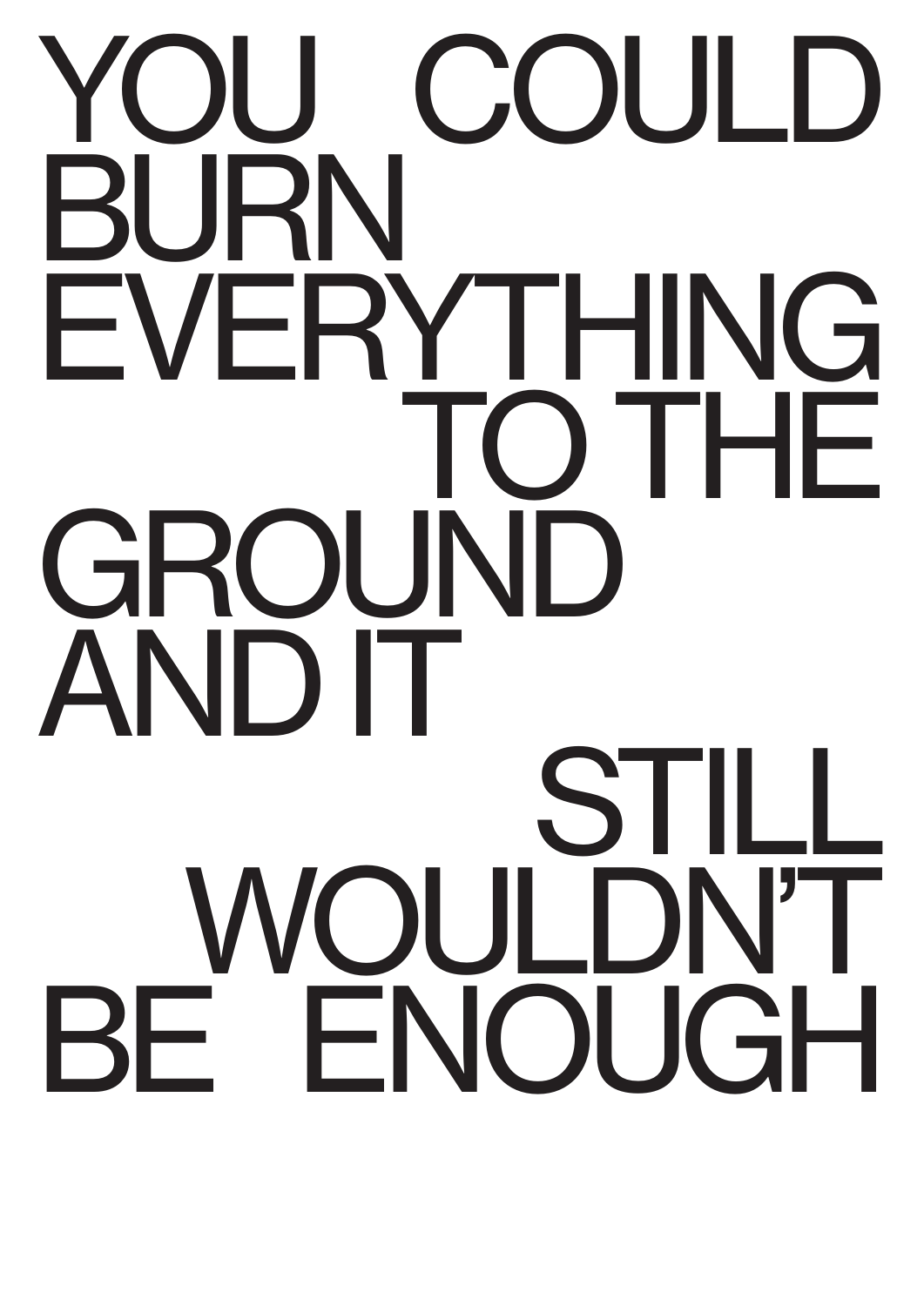YOU COULD
BURN
EVERYTHING
TO THE
GROUND
AND IT
STILL
WOULDN'T
BE ENOUGH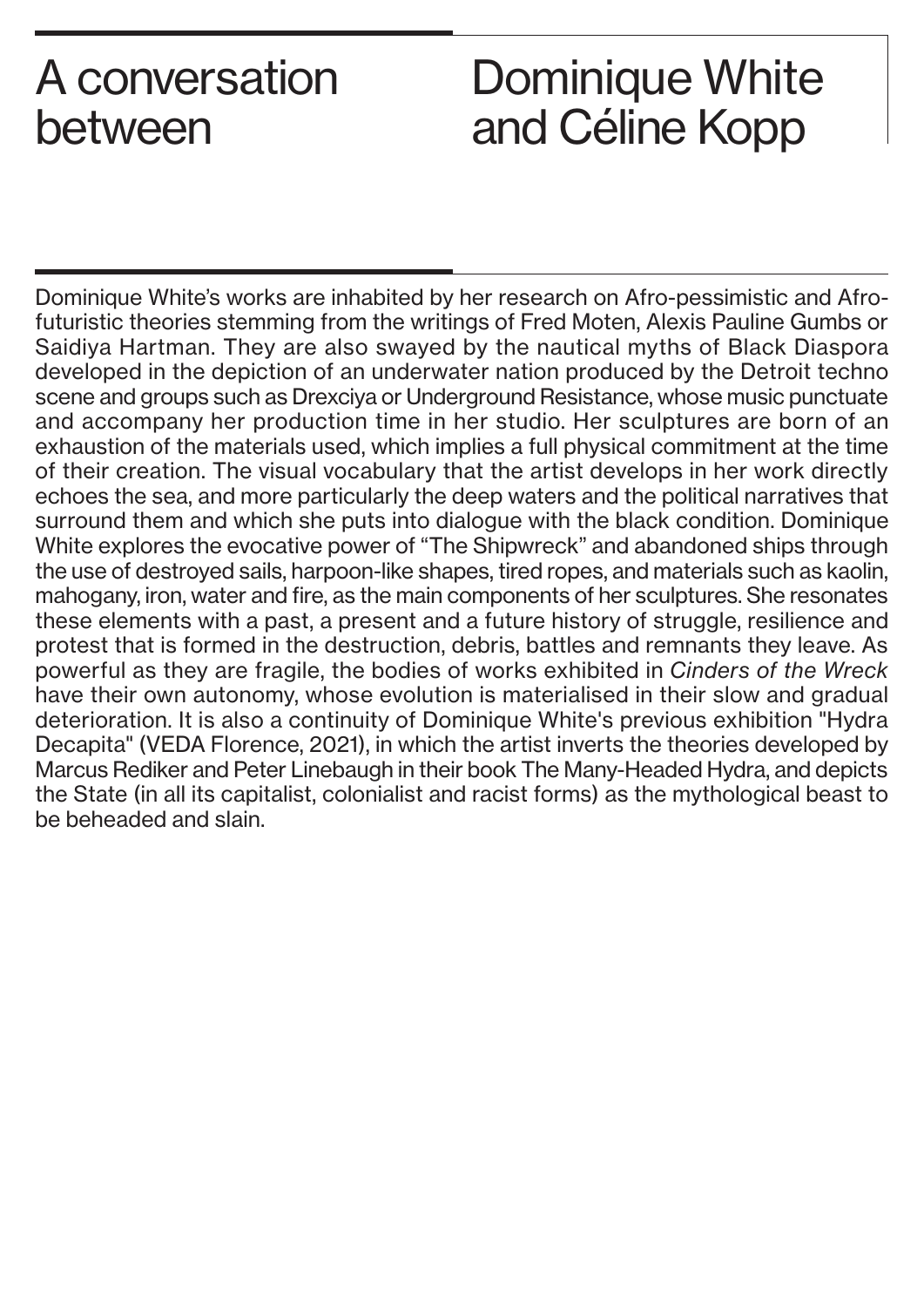# A conversation between Dominique White and Céline Kopp

Dominique White's works are inhabited by her research on Afro-pessimistic and Afro-futuristic theories stemming from the writings of Fred Moten, Alexis Pauline Gumbs or Saidiya Hartman. They are also swayed by the nautical myths of Black Diaspora developed in the depiction of an underwater nation produced by the Detroit techno scene and groups such as Drexciya or Underground Resistance, whose music punctuate and accompany her production time in her studio. Her sculptures are born of an exhaustion of the materials used, which implies a full physical commitment at the time of their creation. The visual vocabulary that the artist develops in her work directly echoes the sea, and more particularly the deep waters and the political narratives that surround them and which she puts into dialogue with the black condition. Dominique White explores the evocative power of "The Shipwreck" and abandoned ships through the use of destroyed sails, harpoon-like shapes, tired ropes, and materials such as kaolin, mahogany, iron, water and fire, as the main components of her sculptures. She resonates these elements with a past, a present and a future history of struggle, resilience and protest that is formed in the destruction, debris, battles and remnants they leave. As powerful as they are fragile, the bodies of works exhibited in *Cinders of the Wreck* have their own autonomy, whose evolution is materialised in their slow and gradual deterioration. It is also a continuity of Dominique White's previous exhibition "Hydra Decapita" (VEDA Florence, 2021), in which the artist inverts the theories developed by Marcus Rediker and Peter Linebaugh in their book The Many-Headed Hydra, and depicts the State (in all its capitalist, colonialist and racist forms) as the mythological beast to be beheaded and slain.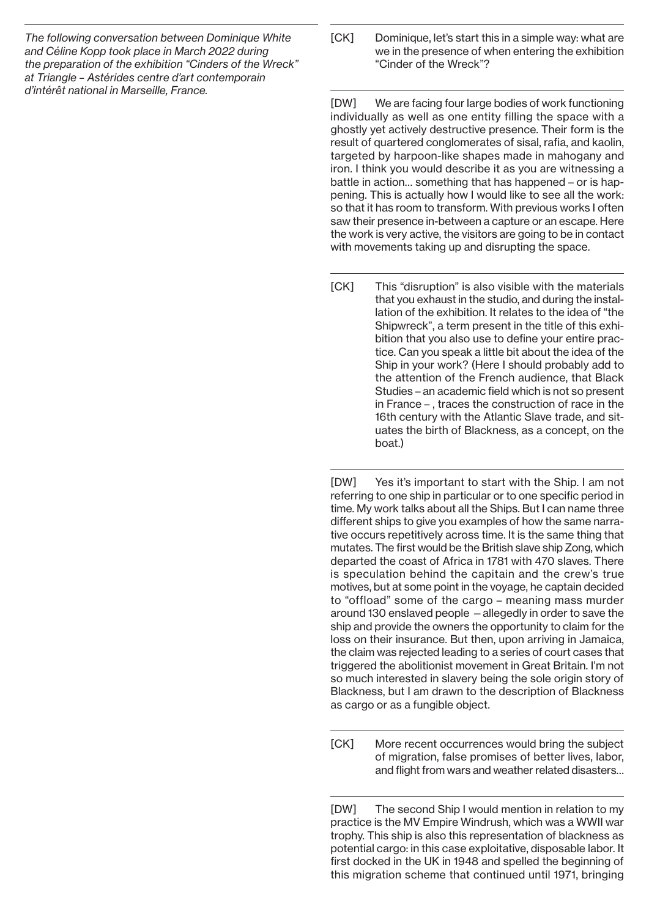*The following conversation between Dominique White and Céline Kopp took place in March 2022 during the preparation of the exhibition "Cinders of the Wreck" at Triangle – Astérides centre d'art contemporain d'intérêt national in Marseille, France.*

[CK] Dominique, let's start this in a simple way: what are we in the presence of when entering the exhibition "Cinder of the Wreck"?

[DW] We are facing four large bodies of work functioning individually as well as one entity filling the space with a ghostly yet actively destructive presence. Their form is the result of quartered conglomerates of sisal, rafia, and kaolin, targeted by harpoon-like shapes made in mahogany and iron. I think you would describe it as you are witnessing a battle in action... something that has happened – or is happening. This is actually how I would like to see all the work: so that it has room to transform. With previous works I often saw their presence in-between a capture or an escape. Here the work is very active, the visitors are going to be in contact with movements taking up and disrupting the space.

[CK] This "disruption" is also visible with the materials that you exhaust in the studio, and during the installation of the exhibition. It relates to the idea of "the Shipwreck", a term present in the title of this exhibition that you also use to define your entire practice. Can you speak a little bit about the idea of the Ship in your work? (Here I should probably add to the attention of the French audience, that Black Studies – an academic field which is not so present in France – , traces the construction of race in the 16th century with the Atlantic Slave trade, and situates the birth of Blackness, as a concept, on the boat.)

[DW] Yes it's important to start with the Ship. I am not referring to one ship in particular or to one specific period in time. My work talks about all the Ships. But I can name three different ships to give you examples of how the same narrative occurs repetitively across time. It is the same thing that mutates. The first would be the British slave ship Zong, which departed the coast of Africa in 1781 with 470 slaves. There is speculation behind the capitain and the crew's true motives, but at some point in the voyage, he captain decided to "offload" some of the cargo – meaning mass murder around 130 enslaved people — allegedly in order to save the ship and provide the owners the opportunity to claim for the loss on their insurance. But then, upon arriving in Jamaica, the claim was rejected leading to a series of court cases that triggered the abolitionist movement in Great Britain. I'm not so much interested in slavery being the sole origin story of Blackness, but I am drawn to the description of Blackness as cargo or as a fungible object.

[CK] More recent occurrences would bring the subject of migration, false promises of better lives, labor, and flight from wars and weather related disasters...

[DW] The second Ship I would mention in relation to my practice is the MV Empire Windrush, which was a WWII war trophy. This ship is also this representation of blackness as potential cargo: in this case exploitative, disposable labor. It first docked in the UK in 1948 and spelled the beginning of this migration scheme that continued until 1971, bringing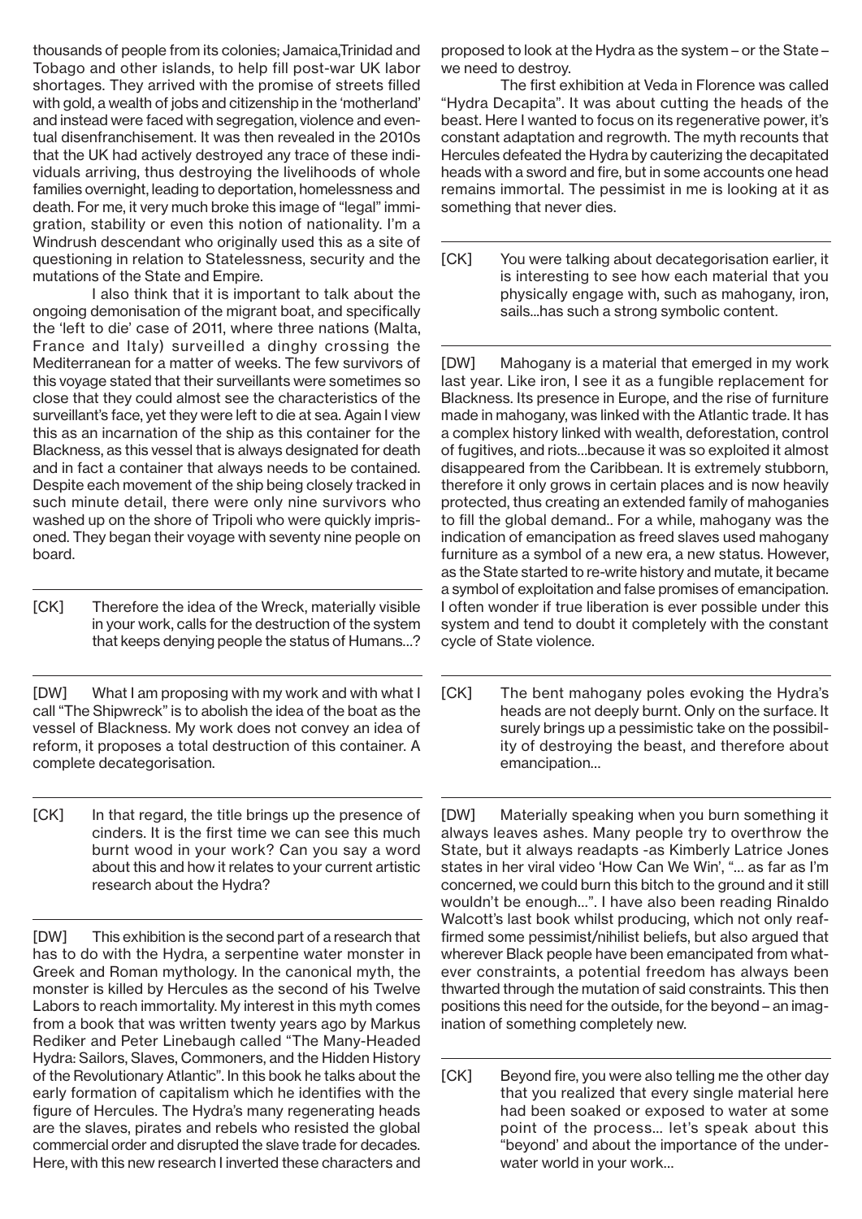thousands of people from its colonies; Jamaica,Trinidad and Tobago and other islands, to help fill post-war UK labor shortages. They arrived with the promise of streets filled with gold, a wealth of jobs and citizenship in the 'motherland' and instead were faced with segregation, violence and eventual disenfranchisement. It was then revealed in the 2010s that the UK had actively destroyed any trace of these individuals arriving, thus destroying the livelihoods of whole families overnight, leading to deportation, homelessness and death. For me, it very much broke this image of "legal" immigration, stability or even this notion of nationality. I'm a Windrush descendant who originally used this as a site of questioning in relation to Statelessness, security and the mutations of the State and Empire.

I also think that it is important to talk about the ongoing demonisation of the migrant boat, and specifically the 'left to die' case of 2011, where three nations (Malta, France and Italy) surveilled a dinghy crossing the Mediterranean for a matter of weeks. The few survivors of this voyage stated that their surveillants were sometimes so close that they could almost see the characteristics of the surveillant's face, yet they were left to die at sea. Again I view this as an incarnation of the ship as this container for the Blackness, as this vessel that is always designated for death and in fact a container that always needs to be contained. Despite each movement of the ship being closely tracked in such minute detail, there were only nine survivors who washed up on the shore of Tripoli who were quickly imprisoned. They began their voyage with seventy nine people on board.

---

[CK] Therefore the idea of the Wreck, materially visible in your work, calls for the destruction of the system that keeps denying people the status of Humans...?

---

[DW] What I am proposing with my work and with what I call "The Shipwreck" is to abolish the idea of the boat as the vessel of Blackness. My work does not convey an idea of reform, it proposes a total destruction of this container. A complete decategorisation.

---

[CK] In that regard, the title brings up the presence of cinders. It is the first time we can see this much burnt wood in your work? Can you say a word about this and how it relates to your current artistic research about the Hydra?

---

[DW] This exhibition is the second part of a research that has to do with the Hydra, a serpentine water monster in Greek and Roman mythology. In the canonical myth, the monster is killed by Hercules as the second of his Twelve Labors to reach immortality. My interest in this myth comes from a book that was written twenty years ago by Markus Rediker and Peter Linebaugh called "The Many-Headed Hydra: Sailors, Slaves, Commoners, and the Hidden History of the Revolutionary Atlantic". In this book he talks about the early formation of capitalism which he identifies with the figure of Hercules. The Hydra's many regenerating heads are the slaves, pirates and rebels who resisted the global commercial order and disrupted the slave trade for decades. Here, with this new research I inverted these characters and proposed to look at the Hydra as the system – or the State – we need to destroy.

The first exhibition at Veda in Florence was called "Hydra Decapita". It was about cutting the heads of the beast. Here I wanted to focus on its regenerative power, it's constant adaptation and regrowth. The myth recounts that Hercules defeated the Hydra by cauterizing the decapitated heads with a sword and fire, but in some accounts one head remains immortal. The pessimist in me is looking at it as something that never dies.

---

[CK] You were talking about decategorisation earlier, it is interesting to see how each material that you physically engage with, such as mahogany, iron, sails...has such a strong symbolic content.

---

[DW] Mahogany is a material that emerged in my work last year. Like iron, I see it as a fungible replacement for Blackness. Its presence in Europe, and the rise of furniture made in mahogany, was linked with the Atlantic trade. It has a complex history linked with wealth, deforestation, control of fugitives, and riots...because it was so exploited it almost disappeared from the Caribbean. It is extremely stubborn, therefore it only grows in certain places and is now heavily protected, thus creating an extended family of mahoganies to fill the global demand.. For a while, mahogany was the indication of emancipation as freed slaves used mahogany furniture as a symbol of a new era, a new status. However, as the State started to re-write history and mutate, it became a symbol of exploitation and false promises of emancipation. I often wonder if true liberation is ever possible under this system and tend to doubt it completely with the constant cycle of State violence.

---

[CK] The bent mahogany poles evoking the Hydra's heads are not deeply burnt. Only on the surface. It surely brings up a pessimistic take on the possibility of destroying the beast, and therefore about emancipation...

---

[DW] Materially speaking when you burn something it always leaves ashes. Many people try to overthrow the State, but it always readapts -as Kimberly Latrice Jones states in her viral video 'How Can We Win', "... as far as I'm concerned, we could burn this bitch to the ground and it still wouldn't be enough...". I have also been reading Rinaldo Walcott's last book whilst producing, which not only reaffirmed some pessimist/nihilist beliefs, but also argued that wherever Black people have been emancipated from whatever constraints, a potential freedom has always been thwarted through the mutation of said constraints. This then positions this need for the outside, for the beyond – an imagination of something completely new.

---

[CK] Beyond fire, you were also telling me the other day that you realized that every single material here had been soaked or exposed to water at some point of the process... let's speak about this "beyond' and about the importance of the underwater world in your work...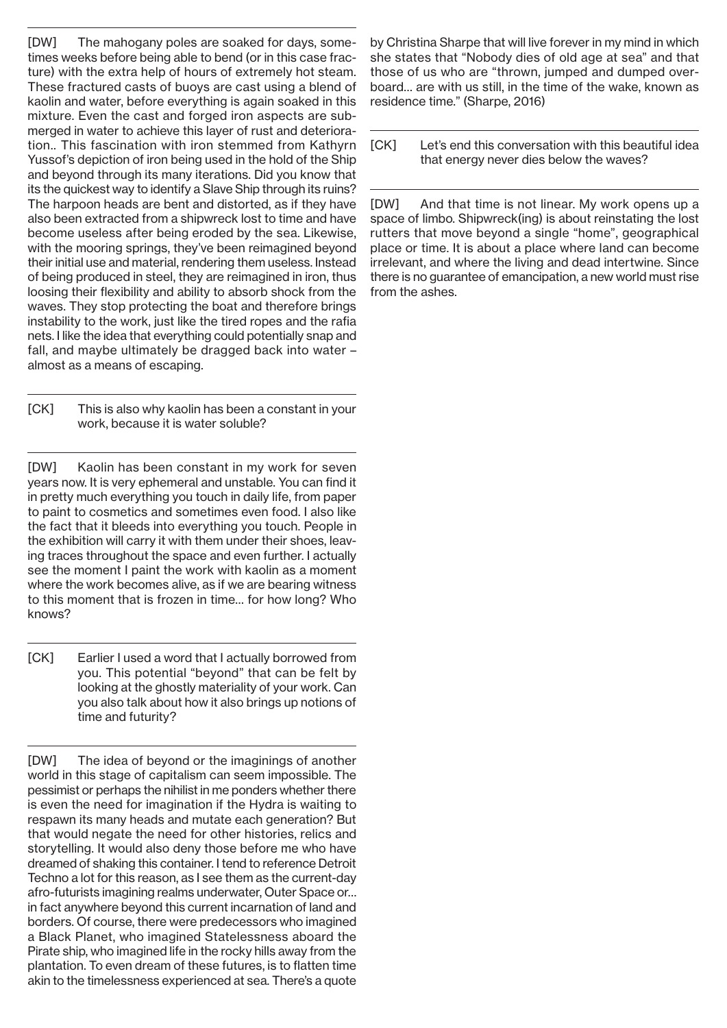[DW] The mahogany poles are soaked for days, sometimes weeks before being able to bend (or in this case fracture) with the extra help of hours of extremely hot steam. These fractured casts of buoys are cast using a blend of kaolin and water, before everything is again soaked in this mixture. Even the cast and forged iron aspects are submerged in water to achieve this layer of rust and deterioration.. This fascination with iron stemmed from Kathyrn Yussof's depiction of iron being used in the hold of the Ship and beyond through its many iterations. Did you know that its the quickest way to identify a Slave Ship through its ruins? The harpoon heads are bent and distorted, as if they have also been extracted from a shipwreck lost to time and have become useless after being eroded by the sea. Likewise, with the mooring springs, they've been reimagined beyond their initial use and material, rendering them useless. Instead of being produced in steel, they are reimagined in iron, thus loosing their flexibility and ability to absorb shock from the waves. They stop protecting the boat and therefore brings instability to the work, just like the tired ropes and the rafia nets. I like the idea that everything could potentially snap and fall, and maybe ultimately be dragged back into water – almost as a means of escaping.

[CK] This is also why kaolin has been a constant in your work, because it is water soluble?

[DW] Kaolin has been constant in my work for seven years now. It is very ephemeral and unstable. You can find it in pretty much everything you touch in daily life, from paper to paint to cosmetics and sometimes even food. I also like the fact that it bleeds into everything you touch. People in the exhibition will carry it with them under their shoes, leaving traces throughout the space and even further. I actually see the moment I paint the work with kaolin as a moment where the work becomes alive, as if we are bearing witness to this moment that is frozen in time... for how long? Who knows?

[CK] Earlier I used a word that I actually borrowed from you. This potential "beyond" that can be felt by looking at the ghostly materiality of your work. Can you also talk about how it also brings up notions of time and futurity?

[DW] The idea of beyond or the imaginings of another world in this stage of capitalism can seem impossible. The pessimist or perhaps the nihilist in me ponders whether there is even the need for imagination if the Hydra is waiting to respawn its many heads and mutate each generation? But that would negate the need for other histories, relics and storytelling. It would also deny those before me who have dreamed of shaking this container. I tend to reference Detroit Techno a lot for this reason, as I see them as the current-day afro-futurists imagining realms underwater, Outer Space or... in fact anywhere beyond this current incarnation of land and borders. Of course, there were predecessors who imagined a Black Planet, who imagined Statelessness aboard the Pirate ship, who imagined life in the rocky hills away from the plantation. To even dream of these futures, is to flatten time akin to the timelessness experienced at sea. There's a quote by Christina Sharpe that will live forever in my mind in which she states that "Nobody dies of old age at sea" and that those of us who are "thrown, jumped and dumped overboard... are with us still, in the time of the wake, known as residence time." (Sharpe, 2016)

[CK] Let's end this conversation with this beautiful idea that energy never dies below the waves?

[DW] And that time is not linear. My work opens up a space of limbo. Shipwreck(ing) is about reinstating the lost rutters that move beyond a single "home", geographical place or time. It is about a place where land can become irrelevant, and where the living and dead intertwine. Since there is no guarantee of emancipation, a new world must rise from the ashes.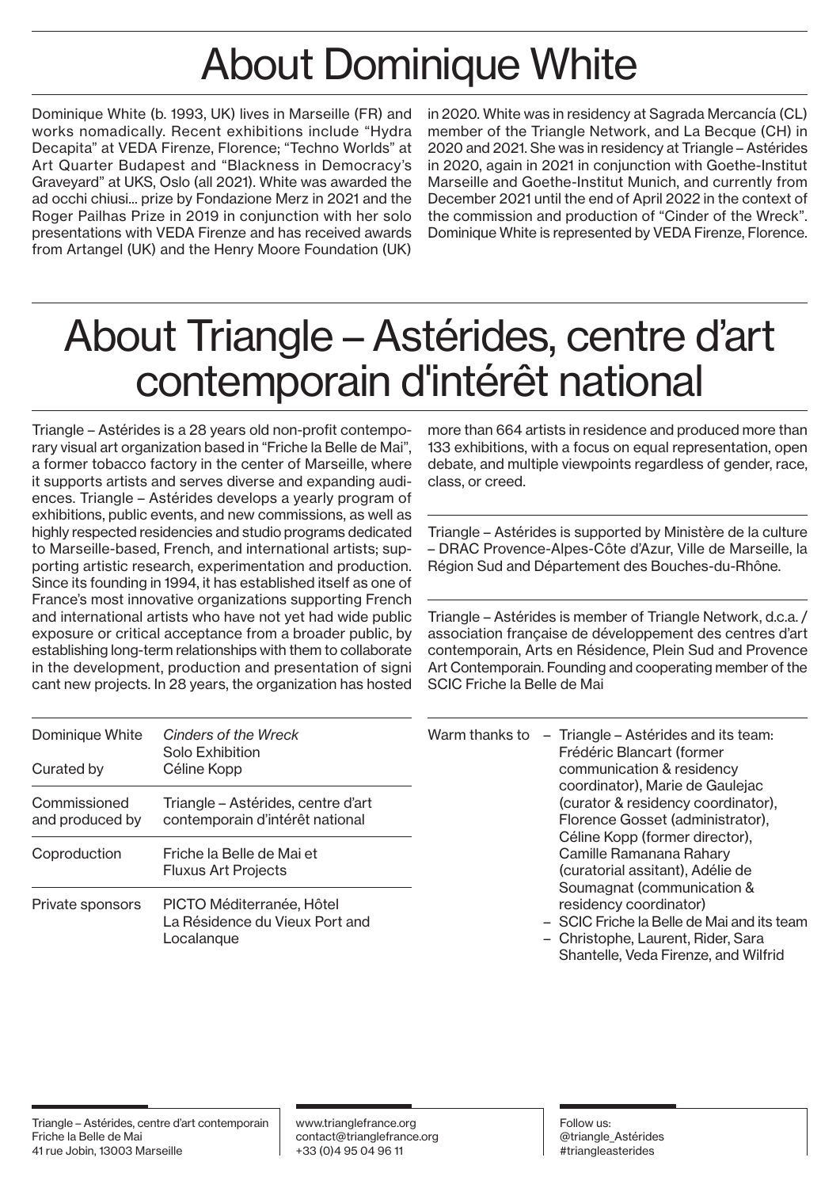# About Dominique White

Dominique White (b. 1993, UK) lives in Marseille (FR) and works nomadically. Recent exhibitions include "Hydra Decapita" at VEDA Firenze, Florence; "Techno Worlds" at Art Quarter Budapest and "Blackness in Democracy's Graveyard" at UKS, Oslo (all 2021). White was awarded the ad occhi chiusi... prize by Fondazione Merz in 2021 and the Roger Pailhas Prize in 2019 in conjunction with her solo presentations with VEDA Firenze and has received awards from Artangel (UK) and the Henry Moore Foundation (UK) in 2020. White was in residency at Sagrada Mercancía (CL) member of the Triangle Network, and La Becque (CH) in 2020 and 2021. She was in residency at Triangle – Astérides in 2020, again in 2021 in conjunction with Goethe-Institut Marseille and Goethe-Institut Munich, and currently from December 2021 until the end of April 2022 in the context of the commission and production of "Cinder of the Wreck". Dominique White is represented by VEDA Firenze, Florence.

# About Triangle – Astérides, centre d'art contemporain d'intérêt national

Triangle – Astérides is a 28 years old non-profit contemporary visual art organization based in "Friche la Belle de Mai", a former tobacco factory in the center of Marseille, where it supports artists and serves diverse and expanding audiences. Triangle – Astérides develops a yearly program of exhibitions, public events, and new commissions, as well as highly respected residencies and studio programs dedicated to Marseille-based, French, and international artists; supporting artistic research, experimentation and production. Since its founding in 1994, it has established itself as one of France's most innovative organizations supporting French and international artists who have not yet had wide public exposure or critical acceptance from a broader public, by establishing long-term relationships with them to collaborate in the development, production and presentation of signi cant new projects. In 28 years, the organization has hosted more than 664 artists in residence and produced more than 133 exhibitions, with a focus on equal representation, open debate, and multiple viewpoints regardless of gender, race, class, or creed.

Triangle – Astérides is supported by Ministère de la culture – DRAC Provence-Alpes-Côte d'Azur, Ville de Marseille, la Région Sud and Département des Bouches-du-Rhône.

Triangle – Astérides is member of Triangle Network, d.c.a. / association française de développement des centres d'art contemporain, Arts en Résidence, Plein Sud and Provence Art Contemporain. Founding and cooperating member of the SCIC Friche la Belle de Mai

| | |
|---|---|
| Dominique White | *Cinders of the Wreck* Solo Exhibition |
| Curated by | Céline Kopp |
| Commissioned and produced by | Triangle – Astérides, centre d'art contemporain d'intérêt national |
| Coproduction | Friche la Belle de Mai et Fluxus Art Projects |
| Private sponsors | PICTO Méditerranée, Hôtel La Résidence du Vieux Port and Localanque |

Warm thanks to
- Triangle – Astérides and its team: Frédéric Blancart (former communication & residency coordinator), Marie de Gaulejac (curator & residency coordinator), Florence Gosset (administrator), Céline Kopp (former director), Camille Ramanana Rahary (curatorial assitant), Adélie de Soumagnat (communication & residency coordinator)
- SCIC Friche la Belle de Mai and its team
- Christophe, Laurent, Rider, Sara Shantelle, Veda Firenze, and Wilfrid

Triangle – Astérides, centre d'art contemporain
Friche la Belle de Mai
41 rue Jobin, 13003 Marseille

www.trianglefrance.org
contact@trianglefrance.org
+33 (0)4 95 04 96 11

Follow us:
@triangle_Astérides
#triangleasterides